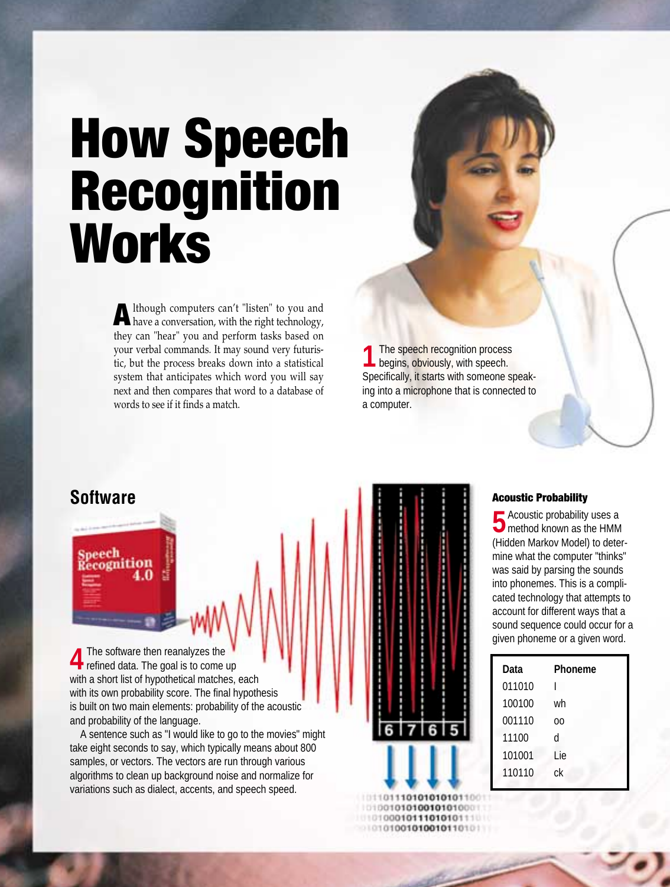# How Speech Recognition Works

Although computers can't "listen" to you and have a conversation, with the right technology, they can "hear" you and perform tasks based on your verbal commands. It may sound very futuristic, but the process breaks down into a statistical system that anticipates which word you will say next and then compares that word to a database of words to see if it finds a match.

**1** The speech recognition process begins, obviously, with speech. Specifically, it starts with someone speaking into a microphone that is connected to a computer.

## Software

**4** The software then reanalyzes the refined data. The goal is to come up with a short list of hypothetical matches, each with its own probability score. The final hypothesis is built on two main elements: probability of the acoustic and probability of the language.

A sentence such as "I would like to go to the movies" might take eight seconds to say, which typically means about 800 samples, or vectors. The vectors are run through various algorithms to clean up background noise and normalize for variations such as dialect, accents, and speech speed.

### Acoustic Probability

**5** Acoustic probability uses a method known as the HMM (Hidden Markov Model) to determine what the computer "thinks" was said by parsing the sounds into phonemes. This is a complicated technology that attempts to account for different ways that a sound sequence could occur for a given phoneme or a given word.

| Data | Phoneme |
|---|---|
| 011010 | I |
| 100100 | wh |
| 001110 | oo |
| 11100 | d |
| 101001 | Lie |
| 110110 | ck |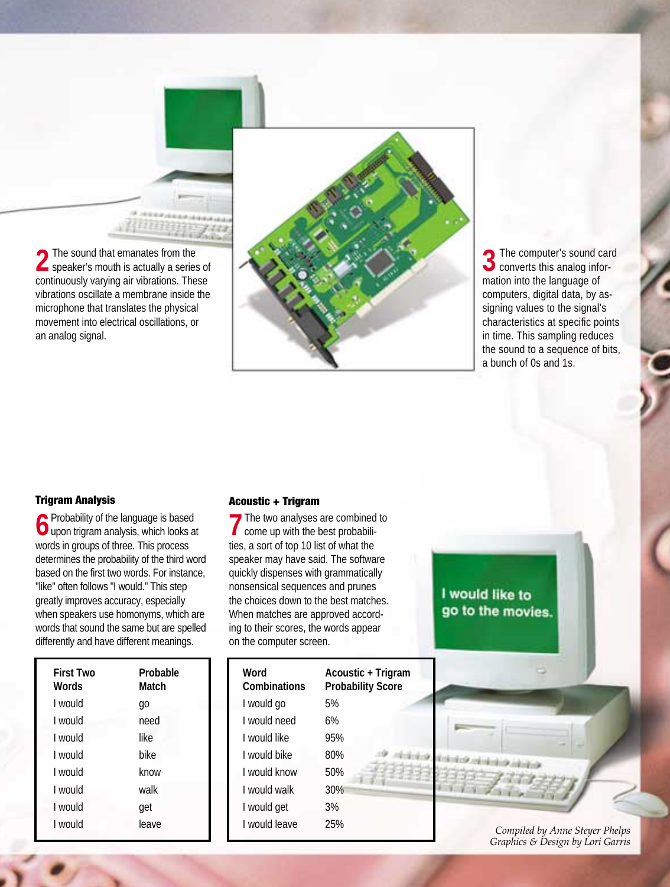**2** The sound that emanates from the speaker's mouth is actually a series of continuously varying air vibrations. These vibrations oscillate a membrane inside the microphone that translates the physical movement into electrical oscillations, or an analog signal.

**3** The computer's sound card converts this analog information into the language of computers, digital data, by assigning values to the signal's characteristics at specific points in time. This sampling reduces the sound to a sequence of bits, a bunch of 0s and 1s.

### Trigram Analysis

**6** Probability of the language is based upon trigram analysis, which looks at words in groups of three. This process determines the probability of the third word based on the first two words. For instance, "like" often follows "I would." This step greatly improves accuracy, especially when speakers use homonyms, which are words that sound the same but are spelled differently and have different meanings.

| First Two Words | Probable Match |
|---|---|
| I would | go |
| I would | need |
| I would | like |
| I would | bike |
| I would | know |
| I would | walk |
| I would | get |
| I would | leave |

### Acoustic + Trigram

**7** The two analyses are combined to come up with the best probabilities, a sort of top 10 list of what the speaker may have said. The software quickly dispenses with grammatically nonsensical sequences and prunes the choices down to the best matches. When matches are approved according to their scores, the words appear on the computer screen.

| Word Combinations | Acoustic + Trigram Probability Score |
|---|---|
| I would go | 5% |
| I would need | 6% |
| I would like | 95% |
| I would bike | 80% |
| I would know | 50% |
| I would walk | 30% |
| I would get | 3% |
| I would leave | 25% |

*Compiled by Anne Steyer Phelps*
*Graphics & Design by Lori Garris*